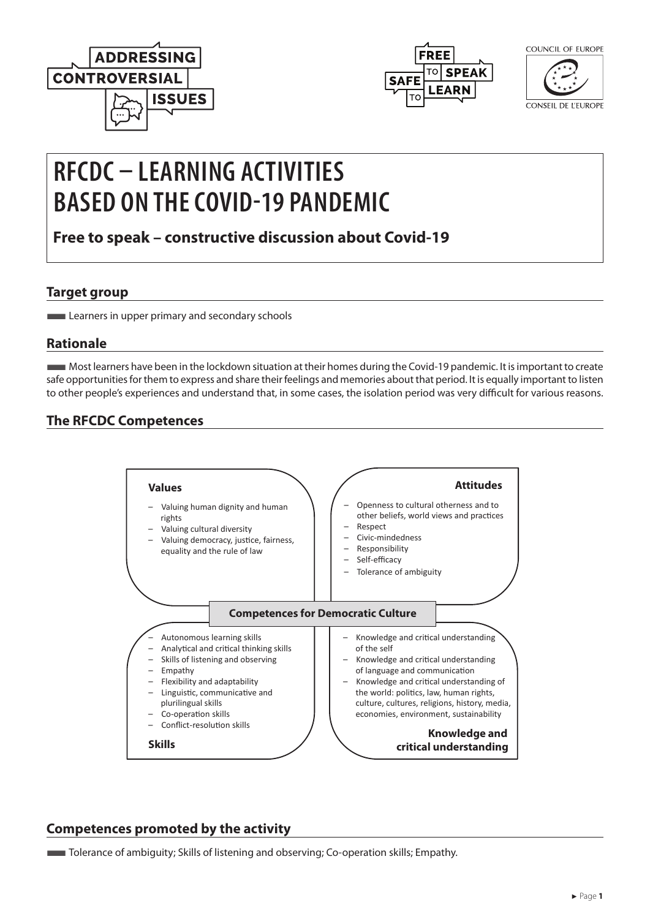# RFCDC – LEARNING ACTIVITIES BASED ON THE COVID-19 PANDEMIC

**Free to speak – constructive discussion about Covid-19**

## Target group

Learners in upper primary and secondary schools

## Rationale

Most learners have been in the lockdown situation at their homes during the Covid-19 pandemic. It is important to create safe opportunities for them to express and share their feelings and memories about that period. It is equally important to listen to other people's experiences and understand that, in some cases, the isolation period was very difficult for various reasons.

## The RFCDC Competences

**Competences for Democratic Culture**

**Values**

- Valuing human dignity and human rights
- Valuing cultural diversity
- Valuing democracy, justice, fairness, equality and the rule of law

**Attitudes**

- Openness to cultural otherness and to other beliefs, world views and practices
- Respect
- Civic-mindedness
- Responsibility
- Self-efficacy
- Tolerance of ambiguity

**Skills**

- Autonomous learning skills
- Analytical and critical thinking skills
- Skills of listening and observing
- Empathy
- Flexibility and adaptability
- Linguistic, communicative and plurilingual skills
- Co-operation skills
- Conflict-resolution skills

**Knowledge and critical understanding**

- Knowledge and critical understanding of the self
- Knowledge and critical understanding of language and communication
- Knowledge and critical understanding of the world: politics, law, human rights, culture, cultures, religions, history, media, economies, environment, sustainability

## Competences promoted by the activity

Tolerance of ambiguity; Skills of listening and observing; Co-operation skills; Empathy.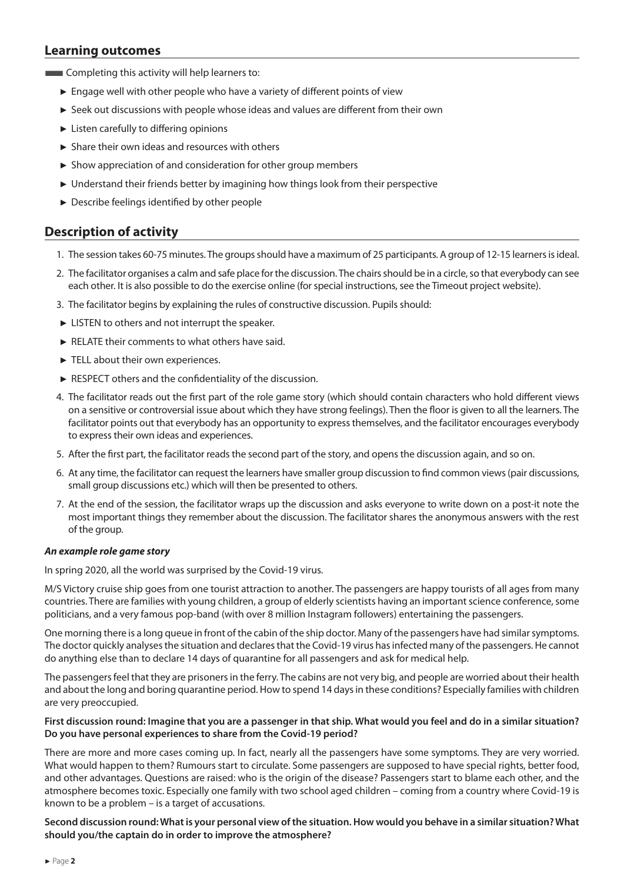## Learning outcomes

Completing this activity will help learners to:

- Engage well with other people who have a variety of different points of view
- Seek out discussions with people whose ideas and values are different from their own
- Listen carefully to differing opinions
- Share their own ideas and resources with others
- Show appreciation of and consideration for other group members
- Understand their friends better by imagining how things look from their perspective
- Describe feelings identified by other people

## Description of activity

1. The session takes 60-75 minutes. The groups should have a maximum of 25 participants. A group of 12-15 learners is ideal.
2. The facilitator organises a calm and safe place for the discussion. The chairs should be in a circle, so that everybody can see each other. It is also possible to do the exercise online (for special instructions, see the Timeout project website).
3. The facilitator begins by explaining the rules of constructive discussion. Pupils should:
   - LISTEN to others and not interrupt the speaker.
   - RELATE their comments to what others have said.
   - TELL about their own experiences.
   - RESPECT others and the confidentiality of the discussion.
4. The facilitator reads out the first part of the role game story (which should contain characters who hold different views on a sensitive or controversial issue about which they have strong feelings). Then the floor is given to all the learners. The facilitator points out that everybody has an opportunity to express themselves, and the facilitator encourages everybody to express their own ideas and experiences.
5. After the first part, the facilitator reads the second part of the story, and opens the discussion again, and so on.
6. At any time, the facilitator can request the learners have smaller group discussion to find common views (pair discussions, small group discussions etc.) which will then be presented to others.
7. At the end of the session, the facilitator wraps up the discussion and asks everyone to write down on a post-it note the most important things they remember about the discussion. The facilitator shares the anonymous answers with the rest of the group.

***An example role game story***

In spring 2020, all the world was surprised by the Covid-19 virus.

M/S Victory cruise ship goes from one tourist attraction to another. The passengers are happy tourists of all ages from many countries. There are families with young children, a group of elderly scientists having an important science conference, some politicians, and a very famous pop-band (with over 8 million Instagram followers) entertaining the passengers.

One morning there is a long queue in front of the cabin of the ship doctor. Many of the passengers have had similar symptoms. The doctor quickly analyses the situation and declares that the Covid-19 virus has infected many of the passengers. He cannot do anything else than to declare 14 days of quarantine for all passengers and ask for medical help.

The passengers feel that they are prisoners in the ferry. The cabins are not very big, and people are worried about their health and about the long and boring quarantine period. How to spend 14 days in these conditions? Especially families with children are very preoccupied.

**First discussion round: Imagine that you are a passenger in that ship. What would you feel and do in a similar situation? Do you have personal experiences to share from the Covid-19 period?**

There are more and more cases coming up. In fact, nearly all the passengers have some symptoms. They are very worried. What would happen to them? Rumours start to circulate. Some passengers are supposed to have special rights, better food, and other advantages. Questions are raised: who is the origin of the disease? Passengers start to blame each other, and the atmosphere becomes toxic. Especially one family with two school aged children – coming from a country where Covid-19 is known to be a problem – is a target of accusations.

**Second discussion round: What is your personal view of the situation. How would you behave in a similar situation? What should you/the captain do in order to improve the atmosphere?**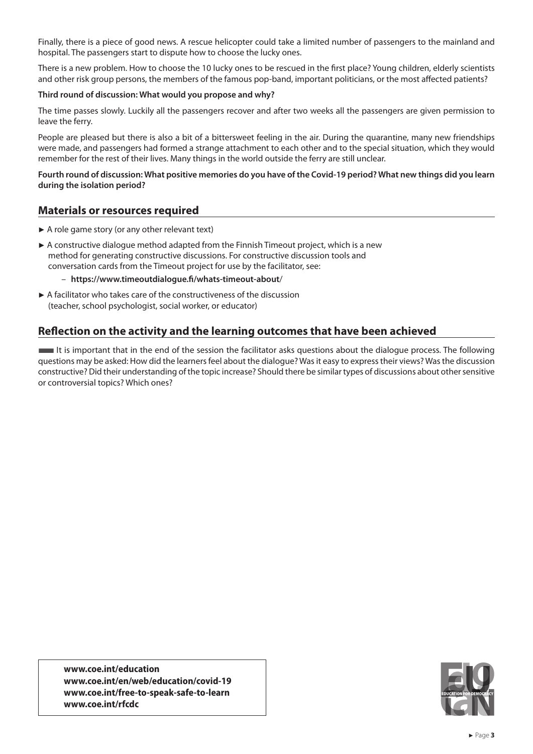Finally, there is a piece of good news. A rescue helicopter could take a limited number of passengers to the mainland and hospital. The passengers start to dispute how to choose the lucky ones.

There is a new problem. How to choose the 10 lucky ones to be rescued in the first place? Young children, elderly scientists and other risk group persons, the members of the famous pop-band, important politicians, or the most affected patients?

**Third round of discussion: What would you propose and why?**

The time passes slowly. Luckily all the passengers recover and after two weeks all the passengers are given permission to leave the ferry.

People are pleased but there is also a bit of a bittersweet feeling in the air. During the quarantine, many new friendships were made, and passengers had formed a strange attachment to each other and to the special situation, which they would remember for the rest of their lives. Many things in the world outside the ferry are still unclear.

**Fourth round of discussion: What positive memories do you have of the Covid-19 period? What new things did you learn during the isolation period?**

## Materials or resources required

- ► A role game story (or any other relevant text)
- ► A constructive dialogue method adapted from the Finnish Timeout project, which is a new method for generating constructive discussions. For constructive discussion tools and conversation cards from the Timeout project for use by the facilitator, see:
  - **https://www.timeoutdialogue.fi/whats-timeout-about/**
- ► A facilitator who takes care of the constructiveness of the discussion (teacher, school psychologist, social worker, or educator)

## Reflection on the activity and the learning outcomes that have been achieved

It is important that in the end of the session the facilitator asks questions about the dialogue process. The following questions may be asked: How did the learners feel about the dialogue? Was it easy to express their views? Was the discussion constructive? Did their understanding of the topic increase? Should there be similar types of discussions about other sensitive or controversial topics? Which ones?

**www.coe.int/education**
**www.coe.int/en/web/education/covid-19**
**www.coe.int/free-to-speak-safe-to-learn**
**www.coe.int/rfcdc**

EDUCATION FOR DEMOCRACY